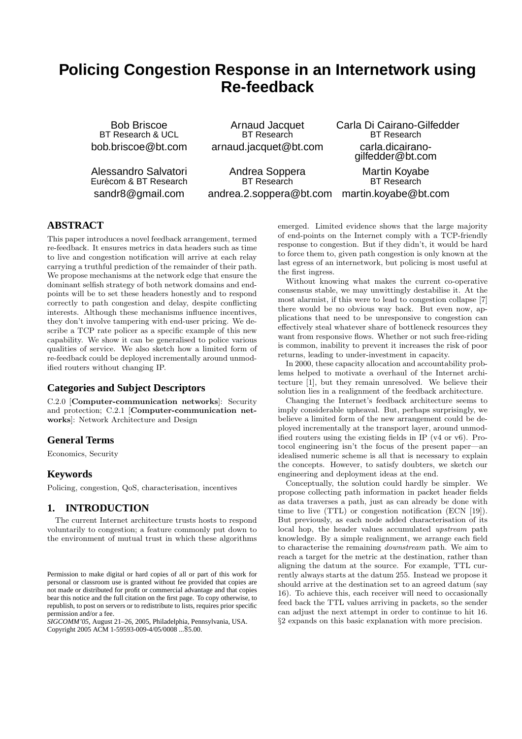# Policing Congestion Response in an Internetwork using Re-feedback

Bob Briscoe
BT Research & UCL
bob.briscoe@bt.com

Arnaud Jacquet
BT Research
arnaud.jacquet@bt.com

Carla Di Cairano-Gilfedder
BT Research
carla.dicairano-gilfedder@bt.com

Alessandro Salvatori
Eurécom & BT Research
sandr8@gmail.com

Andrea Soppera
BT Research
andrea.2.soppera@bt.com

Martin Koyabe
BT Research
martin.koyabe@bt.com

## ABSTRACT

This paper introduces a novel feedback arrangement, termed re-feedback. It ensures metrics in data headers such as time to live and congestion notification will arrive at each relay carrying a truthful prediction of the remainder of their path. We propose mechanisms at the network edge that ensure the dominant selfish strategy of both network domains and end-points will be to set these headers honestly and to respond correctly to path congestion and delay, despite conflicting interests. Although these mechanisms influence incentives, they don't involve tampering with end-user pricing. We describe a TCP rate policer as a specific example of this new capability. We show it can be generalised to police various qualities of service. We also sketch how a limited form of re-feedback could be deployed incrementally around unmodified routers without changing IP.

## Categories and Subject Descriptors

C.2.0 [**Computer-communication networks**]: Security and protection; C.2.1 [**Computer-communication networks**]: Network Architecture and Design

## General Terms

Economics, Security

## Keywords

Policing, congestion, QoS, characterisation, incentives

## 1. INTRODUCTION

The current Internet architecture trusts hosts to respond voluntarily to congestion; a feature commonly put down to the environment of mutual trust in which these algorithms emerged. Limited evidence shows that the large majority of end-points on the Internet comply with a TCP-friendly response to congestion. But if they didn't, it would be hard to force them to, given path congestion is only known at the last egress of an internetwork, but policing is most useful at the first ingress.

Without knowing what makes the current co-operative consensus stable, we may unwittingly destabilise it. At the most alarmist, if this were to lead to congestion collapse [7] there would be no obvious way back. But even now, applications that need to be unresponsive to congestion can effectively steal whatever share of bottleneck resources they want from responsive flows. Whether or not such free-riding is common, inability to prevent it increases the risk of poor returns, leading to under-investment in capacity.

In 2000, these capacity allocation and accountability problems helped to motivate a overhaul of the Internet architecture [1], but they remain unresolved. We believe their solution lies in a realignment of the feedback architecture.

Changing the Internet's feedback architecture seems to imply considerable upheaval. But, perhaps surprisingly, we believe a limited form of the new arrangement could be deployed incrementally at the transport layer, around unmodified routers using the existing fields in IP (v4 or v6). Protocol engineering isn't the focus of the present paper—an idealised numeric scheme is all that is necessary to explain the concepts. However, to satisfy doubters, we sketch our engineering and deployment ideas at the end.

Conceptually, the solution could hardly be simpler. We propose collecting path information in packet header fields as data traverses a path, just as can already be done with time to live (TTL) or congestion notification (ECN [19]). But previously, as each node added characterisation of its local hop, the header values accumulated *upstream* path knowledge. By a simple realignment, we arrange each field to characterise the remaining *downstream* path. We aim to reach a target for the metric at the destination, rather than aligning the datum at the source. For example, TTL currently always starts at the datum 255. Instead we propose it should arrive at the destination set to an agreed datum (say 16). To achieve this, each receiver will need to occasionally feed back the TTL values arriving in packets, so the sender can adjust the next attempt in order to continue to hit 16. §2 expands on this basic explanation with more precision.

Permission to make digital or hard copies of all or part of this work for personal or classroom use is granted without fee provided that copies are not made or distributed for profit or commercial advantage and that copies bear this notice and the full citation on the first page. To copy otherwise, to republish, to post on servers or to redistribute to lists, requires prior specific permission and/or a fee.
*SIGCOMM'05*, August 21–26, 2005, Philadelphia, Pennsylvania, USA.
Copyright 2005 ACM 1-59593-009-4/05/0008 ...$5.00.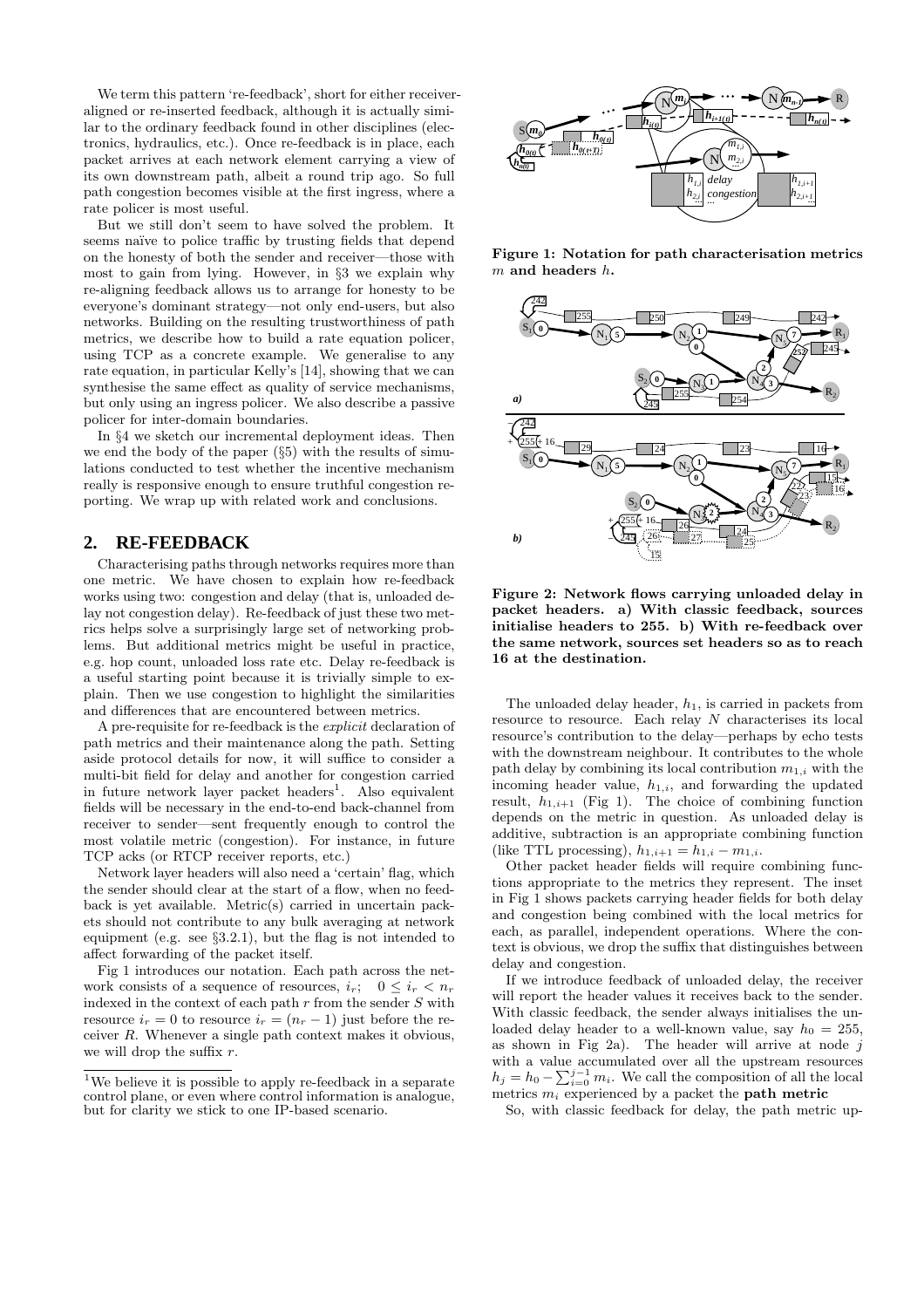We term this pattern 're-feedback', short for either receiver-aligned or re-inserted feedback, although it is actually similar to the ordinary feedback found in other disciplines (electronics, hydraulics, etc.). Once re-feedback is in place, each packet arrives at each network element carrying a view of its own downstream path, albeit a round trip ago. So full path congestion becomes visible at the first ingress, where a rate policer is most useful.

But we still don't seem to have solved the problem. It seems naïve to police traffic by trusting fields that depend on the honesty of both the sender and receiver—those with most to gain from lying. However, in §3 we explain why re-aligning feedback allows us to arrange for honesty to be everyone's dominant strategy—not only end-users, but also networks. Building on the resulting trustworthiness of path metrics, we describe how to build a rate equation policer, using TCP as a concrete example. We generalise to any rate equation, in particular Kelly's [14], showing that we can synthesise the same effect as quality of service mechanisms, but only using an ingress policer. We also describe a passive policer for inter-domain boundaries.

In §4 we sketch our incremental deployment ideas. Then we end the body of the paper (§5) with the results of simulations conducted to test whether the incentive mechanism really is responsive enough to ensure truthful congestion reporting. We wrap up with related work and conclusions.

## 2. RE-FEEDBACK

Characterising paths through networks requires more than one metric. We have chosen to explain how re-feedback works using two: congestion and delay (that is, unloaded delay not congestion delay). Re-feedback of just these two metrics helps solve a surprisingly large set of networking problems. But additional metrics might be useful in practice, e.g. hop count, unloaded loss rate etc. Delay re-feedback is a useful starting point because it is trivially simple to explain. Then we use congestion to highlight the similarities and differences that are encountered between metrics.

A pre-requisite for re-feedback is the *explicit* declaration of path metrics and their maintenance along the path. Setting aside protocol details for now, it will suffice to consider a multi-bit field for delay and another for congestion carried in future network layer packet headers[1]. Also equivalent fields will be necessary in the end-to-end back-channel from receiver to sender—sent frequently enough to control the most volatile metric (congestion). For instance, in future TCP acks (or RTCP receiver reports, etc.)

Network layer headers will also need a 'certain' flag, which the sender should clear at the start of a flow, when no feedback is yet available. Metric(s) carried in uncertain packets should not contribute to any bulk averaging at network equipment (e.g. see §3.2.1), but the flag is not intended to affect forwarding of the packet itself.

Fig 1 introduces our notation. Each path across the network consists of a sequence of resources, $i_r$; $0 \leq i_r < n_r$ indexed in the context of each path $r$ from the sender $S$ with resource $i_r = 0$ to resource $i_r = (n_r - 1)$ just before the receiver $R$. Whenever a single path context makes it obvious, we will drop the suffix $r$.

[1] We believe it is possible to apply re-feedback in a separate control plane, or even where control information is analogue, but for clarity we stick to one IP-based scenario.

**Figure 1: Notation for path characterisation metrics $m$ and headers $h$.**

**Figure 2: Network flows carrying unloaded delay in packet headers. a) With classic feedback, sources initialise headers to 255. b) With re-feedback over the same network, sources set headers so as to reach 16 at the destination.**

The unloaded delay header, $h_1$, is carried in packets from resource to resource. Each relay $N$ characterises its local resource's contribution to the delay—perhaps by echo tests with the downstream neighbour. It contributes to the whole path delay by combining its local contribution $m_{1,i}$ with the incoming header value, $h_{1,i}$, and forwarding the updated result, $h_{1,i+1}$ (Fig 1). The choice of combining function depends on the metric in question. As unloaded delay is additive, subtraction is an appropriate combining function (like TTL processing), $h_{1,i+1} = h_{1,i} - m_{1,i}$.

Other packet header fields will require combining functions appropriate to the metrics they represent. The inset in Fig 1 shows packets carrying header fields for both delay and congestion being combined with the local metrics for each, as parallel, independent operations. Where the context is obvious, we drop the suffix that distinguishes between delay and congestion.

If we introduce feedback of unloaded delay, the receiver will report the header values it receives back to the sender. With classic feedback, the sender always initialises the unloaded delay header to a well-known value, say $h_0 = 255$, as shown in Fig 2a). The header will arrive at node $j$ with a value accumulated over all the upstream resources $h_j = h_0 - \sum_{i=0}^{j-1} m_i$. We call the composition of all the local metrics $m_i$ experienced by a packet the **path metric**

So, with classic feedback for delay, the path metric up-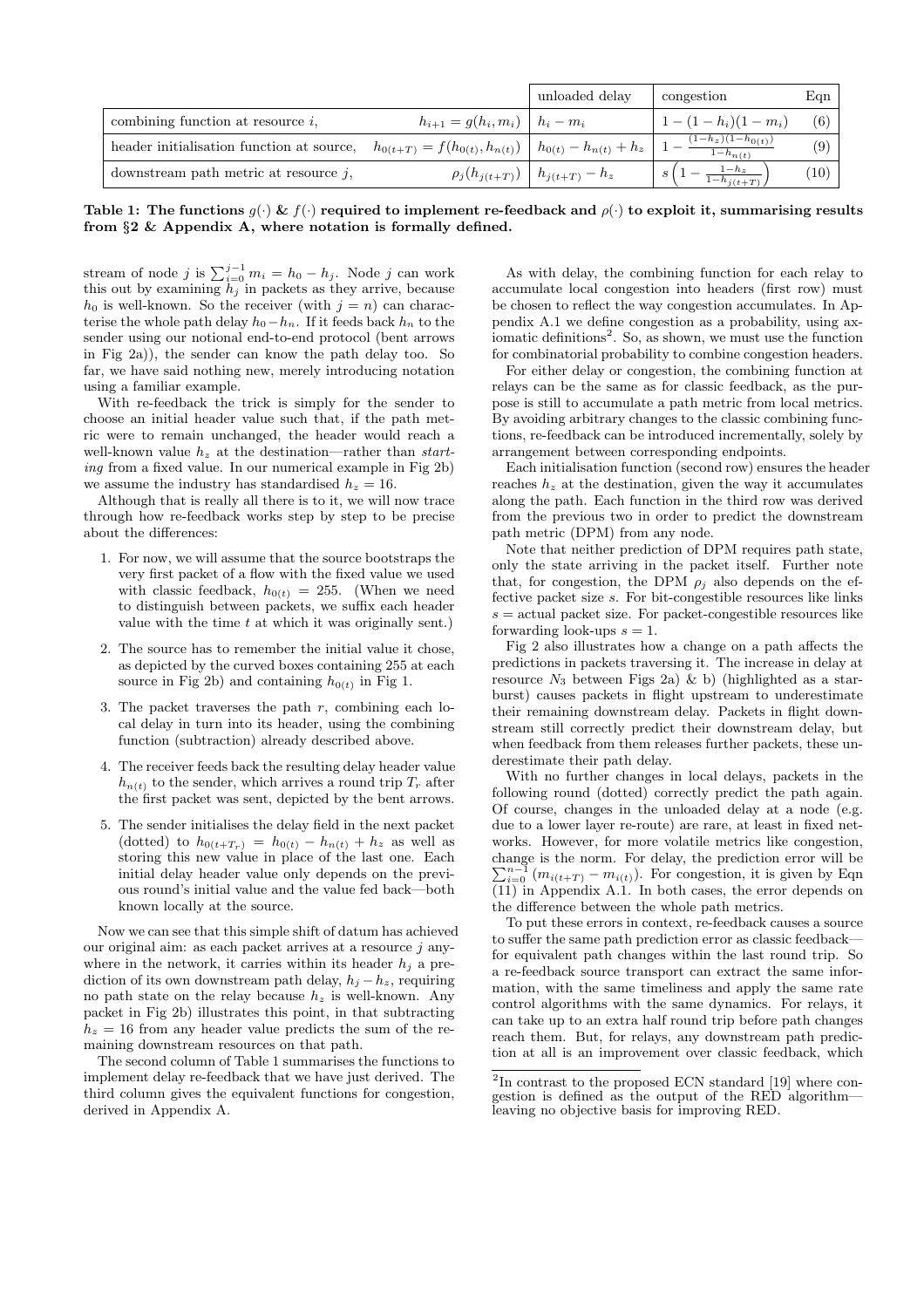| | | unloaded delay | congestion | Eqn |
|---|---|---|---|---|
| combining function at resource $i$, | $h_{i+1} = g(h_i, m_i)$ | $h_i - m_i$ | $1 - (1 - h_i)(1 - m_i)$ | (6) |
| header initialisation function at source, | $h_{0(t+T)} = f(h_{0(t)}, h_{n(t)})$ | $h_{0(t)} - h_{n(t)} + h_z$ | $1 - \frac{(1-h_z)(1-h_{0(t)})}{1-h_{n(t)}}$ | (9) |
| downstream path metric at resource $j$, | $\rho_j(h_{j(t+T)})$ | $h_{j(t+T)} - h_z$ | $s\left(1 - \frac{1-h_z}{1-h_{j(t+T)}}\right)$ | (10) |

**Table 1: The functions $g(\cdot)$ & $f(\cdot)$ required to implement re-feedback and $\rho(\cdot)$ to exploit it, summarising results from §2 & Appendix A, where notation is formally defined.**

stream of node $j$ is $\sum_{i=0}^{j-1} m_i = h_0 - h_j$. Node $j$ can work this out by examining $h_j$ in packets as they arrive, because $h_0$ is well-known. So the receiver (with $j = n$) can characterise the whole path delay $h_0 - h_n$. If it feeds back $h_n$ to the sender using our notional end-to-end protocol (bent arrows in Fig 2a)), the sender can know the path delay too. So far, we have said nothing new, merely introducing notation using a familiar example.

With re-feedback the trick is simply for the sender to choose an initial header value such that, if the path metric were to remain unchanged, the header would reach a well-known value $h_z$ at the destination—rather than *starting* from a fixed value. In our numerical example in Fig 2b) we assume the industry has standardised $h_z = 16$.

Although that is really all there is to it, we will now trace through how re-feedback works step by step to be precise about the differences:

1. For now, we will assume that the source bootstraps the very first packet of a flow with the fixed value we used with classic feedback, $h_{0(t)} = 255$. (When we need to distinguish between packets, we suffix each header value with the time $t$ at which it was originally sent.)
2. The source has to remember the initial value it chose, as depicted by the curved boxes containing 255 at each source in Fig 2b) and containing $h_{0(t)}$ in Fig 1.
3. The packet traverses the path $r$, combining each local delay in turn into its header, using the combining function (subtraction) already described above.
4. The receiver feeds back the resulting delay header value $h_{n(t)}$ to the sender, which arrives a round trip $T_r$ after the first packet was sent, depicted by the bent arrows.
5. The sender initialises the delay field in the next packet (dotted) to $h_{0(t+T_r)} = h_{0(t)} - h_{n(t)} + h_z$ as well as storing this new value in place of the last one. Each initial delay header value only depends on the previous round's initial value and the value fed back—both known locally at the source.

Now we can see that this simple shift of datum has achieved our original aim: as each packet arrives at a resource $j$ anywhere in the network, it carries within its header $h_j$ a prediction of its own downstream path delay, $h_j - h_z$, requiring no path state on the relay because $h_z$ is well-known. Any packet in Fig 2b) illustrates this point, in that subtracting $h_z = 16$ from any header value predicts the sum of the remaining downstream resources on that path.

The second column of Table 1 summarises the functions to implement delay re-feedback that we have just derived. The third column gives the equivalent functions for congestion, derived in Appendix A.

As with delay, the combining function for each relay to accumulate local congestion into headers (first row) must be chosen to reflect the way congestion accumulates. In Appendix A.1 we define congestion as a probability, using axiomatic definitions[2]. So, as shown, we must use the function for combinatorial probability to combine congestion headers.

For either delay or congestion, the combining function at relays can be the same as for classic feedback, as the purpose is still to accumulate a path metric from local metrics. By avoiding arbitrary changes to the classic combining functions, re-feedback can be introduced incrementally, solely by arrangement between corresponding endpoints.

Each initialisation function (second row) ensures the header reaches $h_z$ at the destination, given the way it accumulates along the path. Each function in the third row was derived from the previous two in order to predict the downstream path metric (DPM) from any node.

Note that neither prediction of DPM requires path state, only the state arriving in the packet itself. Further note that, for congestion, the DPM $\rho_j$ also depends on the effective packet size $s$. For bit-congestible resources like links $s$ = actual packet size. For packet-congestible resources like forwarding look-ups $s = 1$.

Fig 2 also illustrates how a change on a path affects the predictions in packets traversing it. The increase in delay at resource $N_3$ between Figs 2a) & b) (highlighted as a starburst) causes packets in flight upstream to underestimate their remaining downstream delay. Packets in flight downstream still correctly predict their downstream delay, but when feedback from them releases further packets, these underestimate their path delay.

With no further changes in local delays, packets in the following round (dotted) correctly predict the path again. Of course, changes in the unloaded delay at a node (e.g. due to a lower layer re-route) are rare, at least in fixed networks. However, for more volatile metrics like congestion, change is the norm. For delay, the prediction error will be $\sum_{i=0}^{n-1}(m_{i(t+T)} - m_{i(t)})$. For congestion, it is given by Eqn (11) in Appendix A.1. In both cases, the error depends on the difference between the whole path metrics.

To put these errors in context, re-feedback causes a source to suffer the same path prediction error as classic feedback—for equivalent path changes within the last round trip. So a re-feedback source transport can extract the same information, with the same timeliness and apply the same rate control algorithms with the same dynamics. For relays, it can take up to an extra half round trip before path changes reach them. But, for relays, any downstream path prediction at all is an improvement over classic feedback, which

[2] In contrast to the proposed ECN standard [19] where congestion is defined as the output of the RED algorithm—leaving no objective basis for improving RED.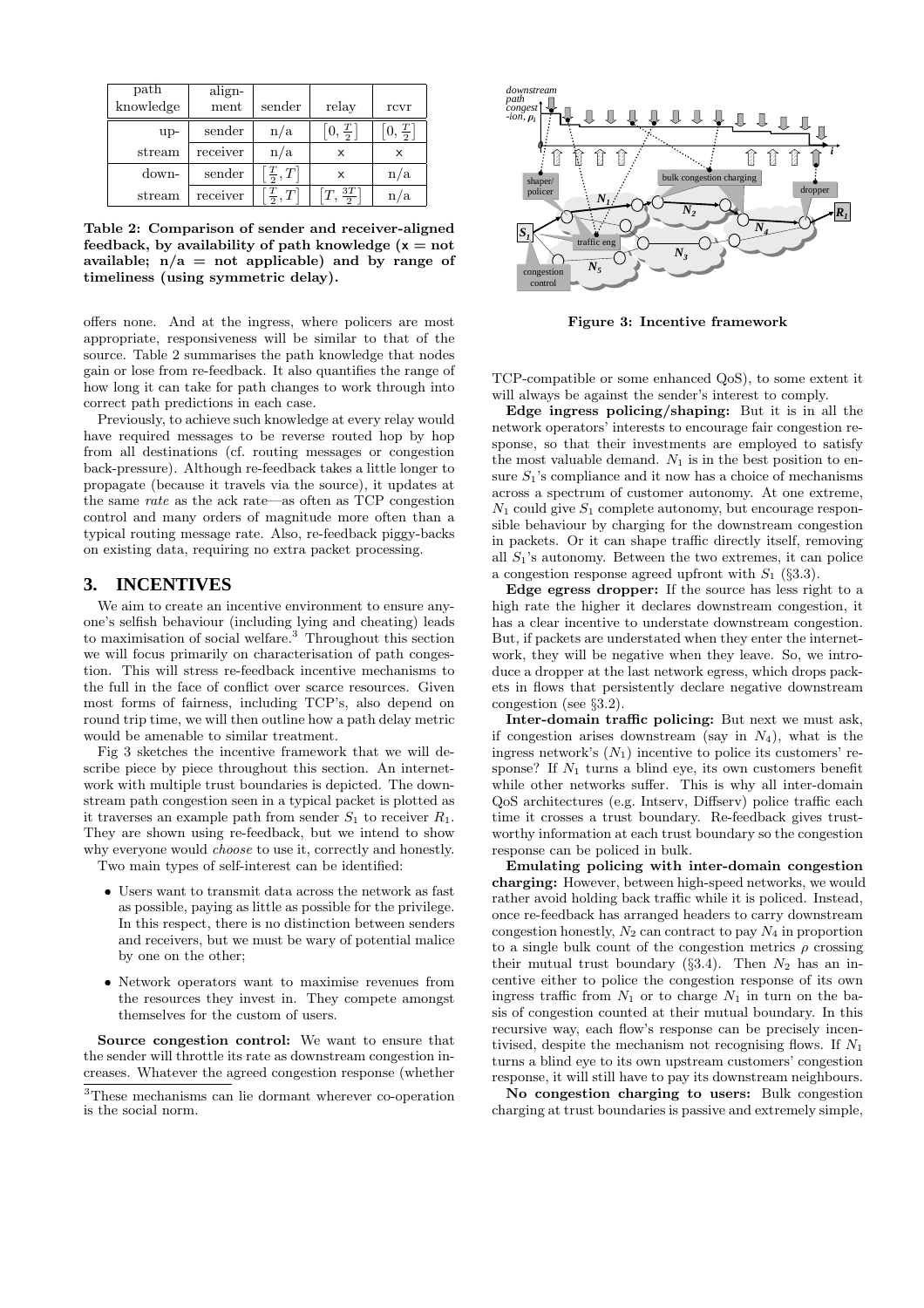| path knowledge | align-ment | sender | relay | rcvr |
|---|---|---|---|---|
| up- | sender | n/a | $\left[0, \frac{T}{2}\right]$ | $\left[0, \frac{T}{2}\right]$ |
| stream | receiver | n/a | x | x |
| down- | sender | $\left[\frac{T}{2}, T\right]$ | x | n/a |
| stream | receiver | $\left[\frac{T}{2}, T\right]$ | $\left[T, \frac{3T}{2}\right]$ | n/a |

**Table 2: Comparison of sender and receiver-aligned feedback, by availability of path knowledge (x = not available; n/a = not applicable) and by range of timeliness (using symmetric delay).**

offers none. And at the ingress, where policers are most appropriate, responsiveness will be similar to that of the source. Table 2 summarises the path knowledge that nodes gain or lose from re-feedback. It also quantifies the range of how long it can take for path changes to work through into correct path predictions in each case.

Previously, to achieve such knowledge at every relay would have required messages to be reverse routed hop by hop from all destinations (cf. routing messages or congestion back-pressure). Although re-feedback takes a little longer to propagate (because it travels via the source), it updates at the same *rate* as the ack rate—as often as TCP congestion control and many orders of magnitude more often than a typical routing message rate. Also, re-feedback piggy-backs on existing data, requiring no extra packet processing.

## 3. INCENTIVES

We aim to create an incentive environment to ensure anyone's selfish behaviour (including lying and cheating) leads to maximisation of social welfare.[3] Throughout this section we will focus primarily on characterisation of path congestion. This will stress re-feedback incentive mechanisms to the full in the face of conflict over scarce resources. Given most forms of fairness, including TCP's, also depend on round trip time, we will then outline how a path delay metric would be amenable to similar treatment.

Fig 3 sketches the incentive framework that we will describe piece by piece throughout this section. An internetwork with multiple trust boundaries is depicted. The downstream path congestion seen in a typical packet is plotted as it traverses an example path from sender $S_1$ to receiver $R_1$. They are shown using re-feedback, but we intend to show why everyone would *choose* to use it, correctly and honestly.

Two main types of self-interest can be identified:

- Users want to transmit data across the network as fast as possible, paying as little as possible for the privilege. In this respect, there is no distinction between senders and receivers, but we must be wary of potential malice by one on the other;
- Network operators want to maximise revenues from the resources they invest in. They compete amongst themselves for the custom of users.

**Source congestion control:** We want to ensure that the sender will throttle its rate as downstream congestion increases. Whatever the agreed congestion response (whether TCP-compatible or some enhanced QoS), to some extent it will always be against the sender's interest to comply.

[3]These mechanisms can lie dormant wherever co-operation is the social norm.

**Figure 3: Incentive framework**

**Edge ingress policing/shaping:** But it is in all the network operators' interests to encourage fair congestion response, so that their investments are employed to satisfy the most valuable demand. $N_1$ is in the best position to ensure $S_1$'s compliance and it now has a choice of mechanisms across a spectrum of customer autonomy. At one extreme, $N_1$ could give $S_1$ complete autonomy, but encourage responsible behaviour by charging for the downstream congestion in packets. Or it can shape traffic directly itself, removing all $S_1$'s autonomy. Between the two extremes, it can police a congestion response agreed upfront with $S_1$ (§3.3).

**Edge egress dropper:** If the source has less right to a high rate the higher it declares downstream congestion, it has a clear incentive to understate downstream congestion. But, if packets are understated when they enter the internetwork, they will be negative when they leave. So, we introduce a dropper at the last network egress, which drops packets in flows that persistently declare negative downstream congestion (see §3.2).

**Inter-domain traffic policing:** But next we must ask, if congestion arises downstream (say in $N_4$), what is the ingress network's ($N_1$) incentive to police its customers' response? If $N_1$ turns a blind eye, its own customers benefit while other networks suffer. This is why all inter-domain QoS architectures (e.g. Intserv, Diffserv) police traffic each time it crosses a trust boundary. Re-feedback gives trustworthy information at each trust boundary so the congestion response can be policed in bulk.

**Emulating policing with inter-domain congestion charging:** However, between high-speed networks, we would rather avoid holding back traffic while it is policed. Instead, once re-feedback has arranged headers to carry downstream congestion honestly, $N_2$ can contract to pay $N_4$ in proportion to a single bulk count of the congestion metrics $\rho$ crossing their mutual trust boundary (§3.4). Then $N_2$ has an incentive either to police the congestion response of its own ingress traffic from $N_1$ or to charge $N_1$ in turn on the basis of congestion counted at their mutual boundary. In this recursive way, each flow's response can be precisely incentivised, despite the mechanism not recognising flows. If $N_1$ turns a blind eye to its own upstream customers' congestion response, it will still have to pay its downstream neighbours.

**No congestion charging to users:** Bulk congestion charging at trust boundaries is passive and extremely simple,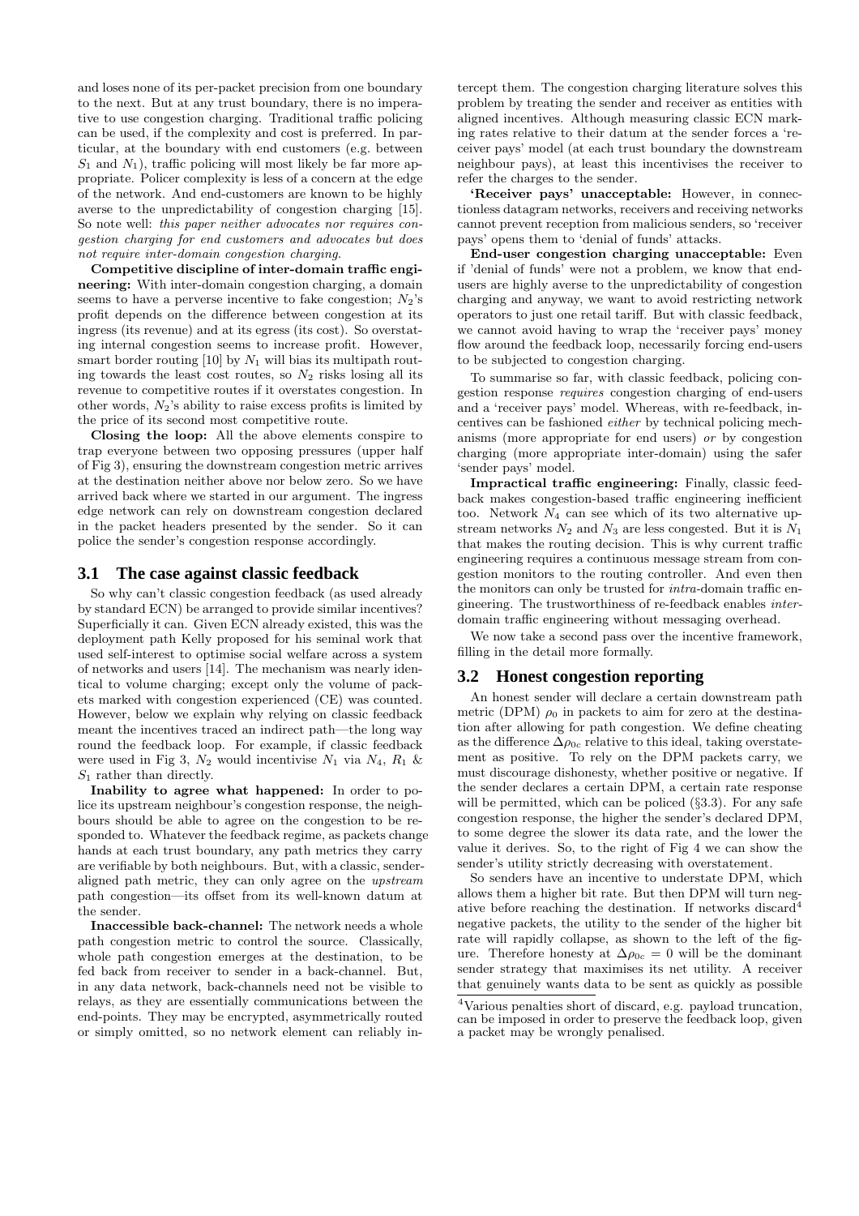and loses none of its per-packet precision from one boundary to the next. But at any trust boundary, there is no imperative to use congestion charging. Traditional traffic policing can be used, if the complexity and cost is preferred. In particular, at the boundary with end customers (e.g. between $S_1$ and $N_1$), traffic policing will most likely be far more appropriate. Policer complexity is less of a concern at the edge of the network. And end-customers are known to be highly averse to the unpredictability of congestion charging [15]. So note well: *this paper neither advocates nor requires congestion charging for end customers and advocates but does not require inter-domain congestion charging.*

**Competitive discipline of inter-domain traffic engineering:** With inter-domain congestion charging, a domain seems to have a perverse incentive to fake congestion; $N_2$'s profit depends on the difference between congestion at its ingress (its revenue) and at its egress (its cost). So overstating internal congestion seems to increase profit. However, smart border routing [10] by $N_1$ will bias its multipath routing towards the least cost routes, so $N_2$ risks losing all its revenue to competitive routes if it overstates congestion. In other words, $N_2$'s ability to raise excess profits is limited by the price of its second most competitive route.

**Closing the loop:** All the above elements conspire to trap everyone between two opposing pressures (upper half of Fig 3), ensuring the downstream congestion metric arrives at the destination neither above nor below zero. So we have arrived back where we started in our argument. The ingress edge network can rely on downstream congestion declared in the packet headers presented by the sender. So it can police the sender's congestion response accordingly.

## 3.1 The case against classic feedback

So why can't classic congestion feedback (as used already by standard ECN) be arranged to provide similar incentives? Superficially it can. Given ECN already existed, this was the deployment path Kelly proposed for his seminal work that used self-interest to optimise social welfare across a system of networks and users [14]. The mechanism was nearly identical to volume charging; except only the volume of packets marked with congestion experienced (CE) was counted. However, below we explain why relying on classic feedback meant the incentives traced an indirect path—the long way round the feedback loop. For example, if classic feedback were used in Fig 3, $N_2$ would incentivise $N_1$ via $N_4$, $R_1$ & $S_1$ rather than directly.

**Inability to agree what happened:** In order to police its upstream neighbour's congestion response, the neighbours should be able to agree on the congestion to be responded to. Whatever the feedback regime, as packets change hands at each trust boundary, any path metrics they carry are verifiable by both neighbours. But, with a classic, sender-aligned path metric, they can only agree on the *upstream* path congestion—its offset from its well-known datum at the sender.

**Inaccessible back-channel:** The network needs a whole path congestion metric to control the source. Classically, whole path congestion emerges at the destination, to be fed back from receiver to sender in a back-channel. But, in any data network, back-channels need not be visible to relays, as they are essentially communications between the end-points. They may be encrypted, asymmetrically routed or simply omitted, so no network element can reliably intercept them. The congestion charging literature solves this problem by treating the sender and receiver as entities with aligned incentives. Although measuring classic ECN marking rates relative to their datum at the sender forces a 'receiver pays' model (at each trust boundary the downstream neighbour pays), at least this incentivises the receiver to refer the charges to the sender.

**'Receiver pays' unacceptable:** However, in connectionless datagram networks, receivers and receiving networks cannot prevent reception from malicious senders, so 'receiver pays' opens them to 'denial of funds' attacks.

**End-user congestion charging unacceptable:** Even if 'denial of funds' were not a problem, we know that end-users are highly averse to the unpredictability of congestion charging and anyway, we want to avoid restricting network operators to just one retail tariff. But with classic feedback, we cannot avoid having to wrap the 'receiver pays' money flow around the feedback loop, necessarily forcing end-users to be subjected to congestion charging.

To summarise so far, with classic feedback, policing congestion response *requires* congestion charging of end-users and a 'receiver pays' model. Whereas, with re-feedback, incentives can be fashioned *either* by technical policing mechanisms (more appropriate for end users) *or* by congestion charging (more appropriate inter-domain) using the safer 'sender pays' model.

**Impractical traffic engineering:** Finally, classic feedback makes congestion-based traffic engineering inefficient too. Network $N_4$ can see which of its two alternative upstream networks $N_2$ and $N_3$ are less congested. But it is $N_1$ that makes the routing decision. This is why current traffic engineering requires a continuous message stream from congestion monitors to the routing controller. And even then the monitors can only be trusted for *intra*-domain traffic engineering. The trustworthiness of re-feedback enables *inter*-domain traffic engineering without messaging overhead.

We now take a second pass over the incentive framework, filling in the detail more formally.

## 3.2 Honest congestion reporting

An honest sender will declare a certain downstream path metric (DPM) $\rho_0$ in packets to aim for zero at the destination after allowing for path congestion. We define cheating as the difference $\Delta\rho_{0c}$ relative to this ideal, taking overstatement as positive. To rely on the DPM packets carry, we must discourage dishonesty, whether positive or negative. If the sender declares a certain DPM, a certain rate response will be permitted, which can be policed (§3.3). For any safe congestion response, the higher the sender's declared DPM, to some degree the slower its data rate, and the lower the value it derives. So, to the right of Fig 4 we can show the sender's utility strictly decreasing with overstatement.

So senders have an incentive to understate DPM, which allows them a higher bit rate. But then DPM will turn negative before reaching the destination. If networks discard[4] negative packets, the utility to the sender of the higher bit rate will rapidly collapse, as shown to the left of the figure. Therefore honesty at $\Delta\rho_{0c} = 0$ will be the dominant sender strategy that maximises its net utility. A receiver that genuinely wants data to be sent as quickly as possible

[4]Various penalties short of discard, e.g. payload truncation, can be imposed in order to preserve the feedback loop, given a packet may be wrongly penalised.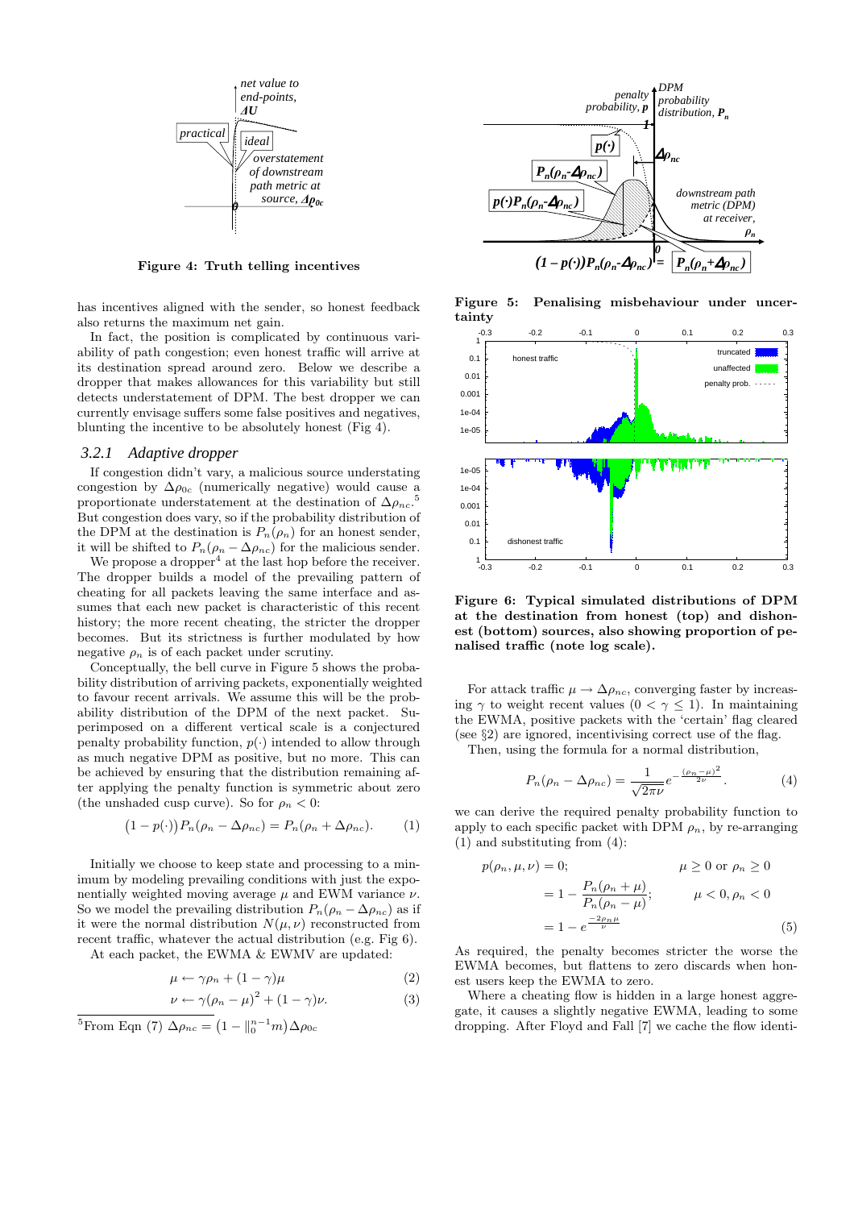Figure 4: Truth telling incentives

has incentives aligned with the sender, so honest feedback also returns the maximum net gain.

In fact, the position is complicated by continuous variability of path congestion; even honest traffic will arrive at its destination spread around zero. Below we describe a dropper that makes allowances for this variability but still detects understatement of DPM. The best dropper we can currently envisage suffers some false positives and negatives, blunting the incentive to be absolutely honest (Fig 4).

### 3.2.1 Adaptive dropper

If congestion didn't vary, a malicious source understating congestion by $\Delta\rho_{0c}$ (numerically negative) would cause a proportionate understatement at the destination of $\Delta\rho_{nc}$.[5] But congestion does vary, so if the probability distribution of the DPM at the destination is $P_n(\rho_n)$ for an honest sender, it will be shifted to $P_n(\rho_n - \Delta\rho_{nc})$ for the malicious sender.

We propose a dropper[4] at the last hop before the receiver. The dropper builds a model of the prevailing pattern of cheating for all packets leaving the same interface and assumes that each new packet is characteristic of this recent history; the more recent cheating, the stricter the dropper becomes. But its strictness is further modulated by how negative $\rho_n$ is of each packet under scrutiny.

Conceptually, the bell curve in Figure 5 shows the probability distribution of arriving packets, exponentially weighted to favour recent arrivals. We assume this will be the probability distribution of the DPM of the next packet. Superimposed on a different vertical scale is a conjectured penalty probability function, $p(\cdot)$ intended to allow through as much negative DPM as positive, but no more. This can be achieved by ensuring that the distribution remaining after applying the penalty function is symmetric about zero (the unshaded cusp curve). So for $\rho_n < 0$:

$$\bigl(1 - p(\cdot)\bigr)P_n(\rho_n - \Delta\rho_{nc}) = P_n(\rho_n + \Delta\rho_{nc}). \qquad (1)$$

Initially we choose to keep state and processing to a minimum by modeling prevailing conditions with just the exponentially weighted moving average $\mu$ and EWM variance $\nu$. So we model the prevailing distribution $P_n(\rho_n - \Delta\rho_{nc})$ as if it were the normal distribution $N(\mu, \nu)$ reconstructed from recent traffic, whatever the actual distribution (e.g. Fig 6).

At each packet, the EWMA & EWMV are updated:

$$\mu \leftarrow \gamma\rho_n + (1 - \gamma)\mu \qquad (2)$$

$$\nu \leftarrow \gamma(\rho_n - \mu)^2 + (1 - \gamma)\nu. \qquad (3)$$

[5] From Eqn (7) $\Delta\rho_{nc} = (1 - \|_0^{n-1} m)\Delta\rho_{0c}$

Figure 5: Penalising misbehaviour under uncertainty

Figure 6: Typical simulated distributions of DPM at the destination from honest (top) and dishonest (bottom) sources, also showing proportion of penalised traffic (note log scale).

For attack traffic $\mu \to \Delta\rho_{nc}$, converging faster by increasing $\gamma$ to weight recent values $(0 < \gamma \leq 1)$. In maintaining the EWMA, positive packets with the 'certain' flag cleared (see §2) are ignored, incentivising correct use of the flag.

Then, using the formula for a normal distribution,

$$P_n(\rho_n - \Delta\rho_{nc}) = \frac{1}{\sqrt{2\pi\nu}} e^{-\frac{(\rho_n - \mu)^2}{2\nu}}. \qquad (4)$$

we can derive the required penalty probability function to apply to each specific packet with DPM $\rho_n$, by re-arranging (1) and substituting from (4):

$$\begin{aligned} p(\rho_n, \mu, \nu) &= 0; & \mu \geq 0 \text{ or } \rho_n \geq 0 \\ &= 1 - \frac{P_n(\rho_n + \mu)}{P_n(\rho_n - \mu)}; & \mu < 0, \rho_n < 0 \\ &= 1 - e^{\frac{-2\rho_n\mu}{\nu}} & \end{aligned} \qquad (5)$$

As required, the penalty becomes stricter the worse the EWMA becomes, but flattens to zero discards when honest users keep the EWMA to zero.

Where a cheating flow is hidden in a large honest aggregate, it causes a slightly negative EWMA, leading to some dropping. After Floyd and Fall [7] we cache the flow identi-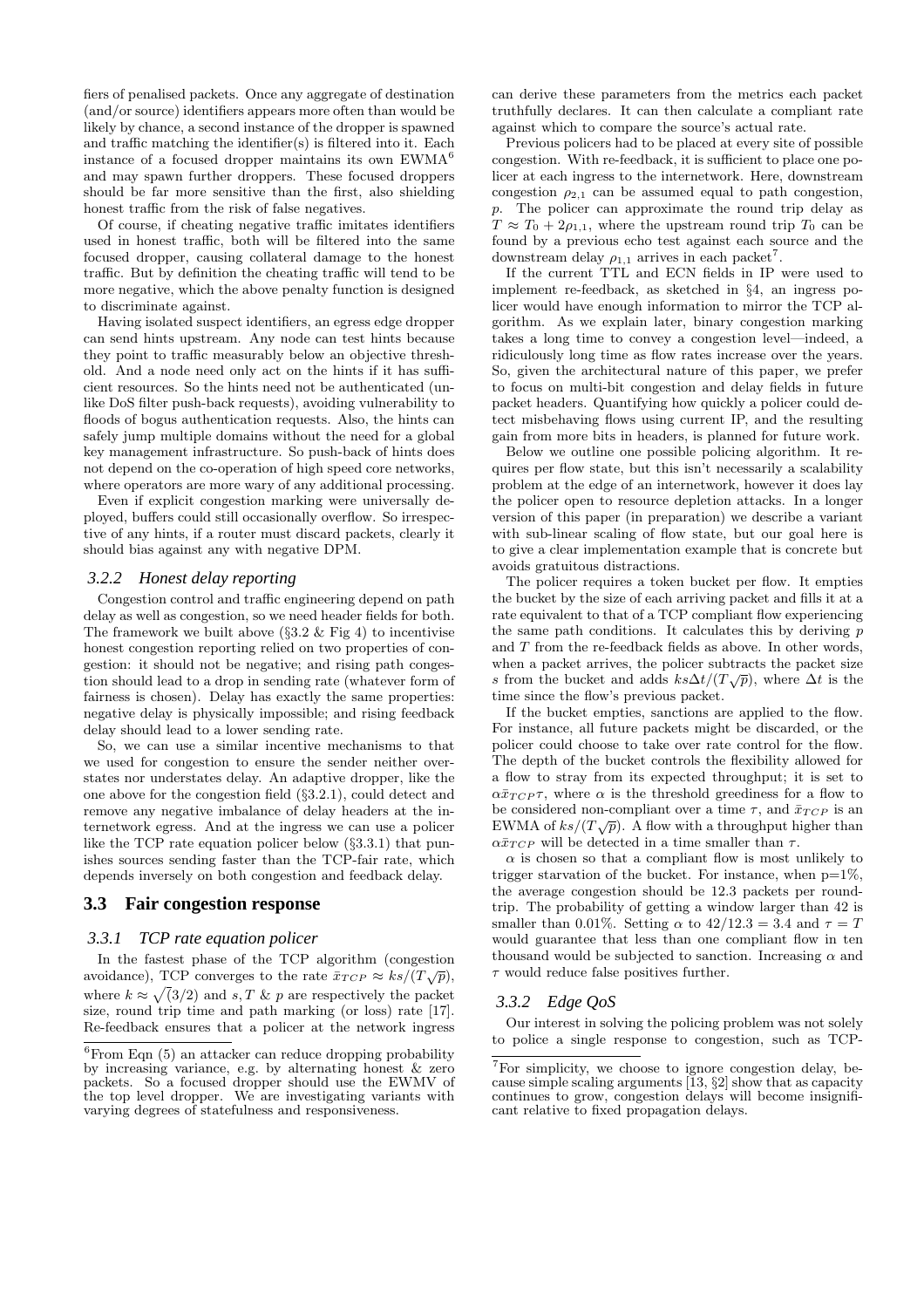fiers of penalised packets. Once any aggregate of destination (and/or source) identifiers appears more often than would be likely by chance, a second instance of the dropper is spawned and traffic matching the identifier(s) is filtered into it. Each instance of a focused dropper maintains its own EWMA[6] and may spawn further droppers. These focused droppers should be far more sensitive than the first, also shielding honest traffic from the risk of false negatives.

Of course, if cheating negative traffic imitates identifiers used in honest traffic, both will be filtered into the same focused dropper, causing collateral damage to the honest traffic. But by definition the cheating traffic will tend to be more negative, which the above penalty function is designed to discriminate against.

Having isolated suspect identifiers, an egress edge dropper can send hints upstream. Any node can test hints because they point to traffic measurably below an objective threshold. And a node need only act on the hints if it has sufficient resources. So the hints need not be authenticated (unlike DoS filter push-back requests), avoiding vulnerability to floods of bogus authentication requests. Also, the hints can safely jump multiple domains without the need for a global key management infrastructure. So push-back of hints does not depend on the co-operation of high speed core networks, where operators are more wary of any additional processing.

Even if explicit congestion marking were universally deployed, buffers could still occasionally overflow. So irrespective of any hints, if a router must discard packets, clearly it should bias against any with negative DPM.

### 3.2.2 Honest delay reporting

Congestion control and traffic engineering depend on path delay as well as congestion, so we need header fields for both. The framework we built above (§3.2 & Fig 4) to incentivise honest congestion reporting relied on two properties of congestion: it should not be negative; and rising path congestion should lead to a drop in sending rate (whatever form of fairness is chosen). Delay has exactly the same properties: negative delay is physically impossible; and rising feedback delay should lead to a lower sending rate.

So, we can use a similar incentive mechanisms to that we used for congestion to ensure the sender neither overstates nor understates delay. An adaptive dropper, like the one above for the congestion field (§3.2.1), could detect and remove any negative imbalance of delay headers at the internetwork egress. And at the ingress we can use a policer like the TCP rate equation policer below (§3.3.1) that punishes sources sending faster than the TCP-fair rate, which depends inversely on both congestion and feedback delay.

## 3.3 Fair congestion response

### 3.3.1 TCP rate equation policer

In the fastest phase of the TCP algorithm (congestion avoidance), TCP converges to the rate $\bar{x}_{TCP} \approx ks/(T\sqrt{p})$, where $k \approx \sqrt(3/2)$ and $s, T$ & $p$ are respectively the packet size, round trip time and path marking (or loss) rate [17]. Re-feedback ensures that a policer at the network ingress can derive these parameters from the metrics each packet truthfully declares. It can then calculate a compliant rate against which to compare the source's actual rate.

Previous policers had to be placed at every site of possible congestion. With re-feedback, it is sufficient to place one policer at each ingress to the internetwork. Here, downstream congestion $\rho_{2,1}$ can be assumed equal to path congestion, $p$. The policer can approximate the round trip delay as $T \approx T_0 + 2\rho_{1,1}$, where the upstream round trip $T_0$ can be found by a previous echo test against each source and the downstream delay $\rho_{1,1}$ arrives in each packet[7].

If the current TTL and ECN fields in IP were used to implement re-feedback, as sketched in §4, an ingress policer would have enough information to mirror the TCP algorithm. As we explain later, binary congestion marking takes a long time to convey a congestion level—indeed, a ridiculously long time as flow rates increase over the years. So, given the architectural nature of this paper, we prefer to focus on multi-bit congestion and delay fields in future packet headers. Quantifying how quickly a policer could detect misbehaving flows using current IP, and the resulting gain from more bits in headers, is planned for future work.

Below we outline one possible policing algorithm. It requires per flow state, but this isn't necessarily a scalability problem at the edge of an internetwork, however it does lay the policer open to resource depletion attacks. In a longer version of this paper (in preparation) we describe a variant with sub-linear scaling of flow state, but our goal here is to give a clear implementation example that is concrete but avoids gratuitous distractions.

The policer requires a token bucket per flow. It empties the bucket by the size of each arriving packet and fills it at a rate equivalent to that of a TCP compliant flow experiencing the same path conditions. It calculates this by deriving $p$ and $T$ from the re-feedback fields as above. In other words, when a packet arrives, the policer subtracts the packet size $s$ from the bucket and adds $ks\Delta t/(T\sqrt{p})$, where $\Delta t$ is the time since the flow's previous packet.

If the bucket empties, sanctions are applied to the flow. For instance, all future packets might be discarded, or the policer could choose to take over rate control for the flow. The depth of the bucket controls the flexibility allowed for a flow to stray from its expected throughput; it is set to $\alpha\bar{x}_{TCP}\tau$, where $\alpha$ is the threshold greediness for a flow to be considered non-compliant over a time $\tau$, and $\bar{x}_{TCP}$ is an EWMA of $ks/(T\sqrt{p})$. A flow with a throughput higher than $\alpha\bar{x}_{TCP}$ will be detected in a time smaller than $\tau$.

$\alpha$ is chosen so that a compliant flow is most unlikely to trigger starvation of the bucket. For instance, when p=1%, the average congestion should be 12.3 packets per round-trip. The probability of getting a window larger than 42 is smaller than 0.01%. Setting $\alpha$ to $42/12.3 = 3.4$ and $\tau = T$ would guarantee that less than one compliant flow in ten thousand would be subjected to sanction. Increasing $\alpha$ and $\tau$ would reduce false positives further.

### 3.3.2 Edge QoS

Our interest in solving the policing problem was not solely to police a single response to congestion, such as TCP-

[6] From Eqn (5) an attacker can reduce dropping probability by increasing variance, e.g. by alternating honest & zero packets. So a focused dropper should use the EWMV of the top level dropper. We are investigating variants with varying degrees of statefulness and responsiveness.

[7] For simplicity, we choose to ignore congestion delay, because simple scaling arguments [13, §2] show that as capacity continues to grow, congestion delays will become insignificant relative to fixed propagation delays.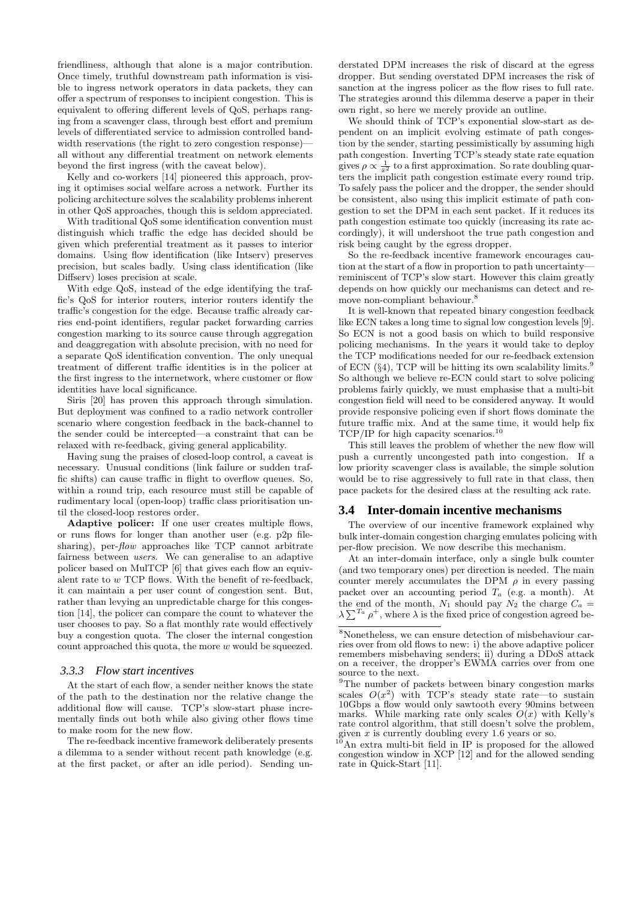friendliness, although that alone is a major contribution. Once timely, truthful downstream path information is visible to ingress network operators in data packets, they can offer a spectrum of responses to incipient congestion. This is equivalent to offering different levels of QoS, perhaps ranging from a scavenger class, through best effort and premium levels of differentiated service to admission controlled bandwidth reservations (the right to zero congestion response)—all without any differential treatment on network elements beyond the first ingress (with the caveat below).

Kelly and co-workers [14] pioneered this approach, proving it optimises social welfare across a network. Further its policing architecture solves the scalability problems inherent in other QoS approaches, though this is seldom appreciated.

With traditional QoS some identification convention must distinguish which traffic the edge has decided should be given which preferential treatment as it passes to interior domains. Using flow identification (like Intserv) preserves precision, but scales badly. Using class identification (like Diffserv) loses precision at scale.

With edge QoS, instead of the edge identifying the traffic's QoS for interior routers, interior routers identify the traffic's congestion for the edge. Because traffic already carries end-point identifiers, regular packet forwarding carries congestion marking to its source cause through aggregation and deaggregation with absolute precision, with no need for a separate QoS identification convention. The only unequal treatment of different traffic identities is in the policer at the first ingress to the internetwork, where customer or flow identities have local significance.

Siris [20] has proven this approach through simulation. But deployment was confined to a radio network controller scenario where congestion feedback in the back-channel to the sender could be intercepted—a constraint that can be relaxed with re-feedback, giving general applicability.

Having sung the praises of closed-loop control, a caveat is necessary. Unusual conditions (link failure or sudden traffic shifts) can cause traffic in flight to overflow queues. So, within a round trip, each resource must still be capable of rudimentary local (open-loop) traffic class prioritisation until the closed-loop restores order.

**Adaptive policer:** If one user creates multiple flows, or runs flows for longer than another user (e.g. p2p file-sharing), per-*flow* approaches like TCP cannot arbitrate fairness between *users*. We can generalise to an adaptive policer based on MulTCP [6] that gives each flow an equivalent rate to $w$ TCP flows. With the benefit of re-feedback, it can maintain a per user count of congestion sent. But, rather than levying an unpredictable charge for this congestion [14], the policer can compare the count to whatever the user chooses to pay. So a flat monthly rate would effectively buy a congestion quota. The closer the internal congestion count approached this quota, the more $w$ would be squeezed.

### 3.3.3 Flow start incentives

At the start of each flow, a sender neither knows the state of the path to the destination nor the relative change the additional flow will cause. TCP's slow-start phase incrementally finds out both while also giving other flows time to make room for the new flow.

The re-feedback incentive framework deliberately presents a dilemma to a sender without recent path knowledge (e.g. at the first packet, or after an idle period). Sending understated DPM increases the risk of discard at the egress dropper. But sending overstated DPM increases the risk of sanction at the ingress policer as the flow rises to full rate. The strategies around this dilemma deserve a paper in their own right, so here we merely provide an outline.

We should think of TCP's exponential slow-start as dependent on an implicit evolving estimate of path congestion by the sender, starting pessimistically by assuming high path congestion. Inverting TCP's steady state rate equation gives $\rho \propto \frac{1}{\bar{x}^2}$ to a first approximation. So rate doubling quarters the implicit path congestion estimate every round trip. To safely pass the policer and the dropper, the sender should be consistent, also using this implicit estimate of path congestion to set the DPM in each sent packet. If it reduces its path congestion estimate too quickly (increasing its rate accordingly), it will undershoot the true path congestion and risk being caught by the egress dropper.

So the re-feedback incentive framework encourages caution at the start of a flow in proportion to path uncertainty—reminiscent of TCP's slow start. However this claim greatly depends on how quickly our mechanisms can detect and remove non-compliant behaviour.[8]

It is well-known that repeated binary congestion feedback like ECN takes a long time to signal low congestion levels [9]. So ECN is not a good basis on which to build responsive policing mechanisms. In the years it would take to deploy the TCP modifications needed for our re-feedback extension of ECN (§4), TCP will be hitting its own scalability limits.[9] So although we believe re-ECN could start to solve policing problems fairly quickly, we must emphasise that a multi-bit congestion field will need to be considered anyway. It would provide responsive policing even if short flows dominate the future traffic mix. And at the same time, it would help fix TCP/IP for high capacity scenarios.[10]

This still leaves the problem of whether the new flow will push a currently uncongested path into congestion. If a low priority scavenger class is available, the simple solution would be to rise aggressively to full rate in that class, then pace packets for the desired class at the resulting ack rate.

## 3.4 Inter-domain incentive mechanisms

The overview of our incentive framework explained why bulk inter-domain congestion charging emulates policing with per-flow precision. We now describe this mechanism.

At an inter-domain interface, only a single bulk counter (and two temporary ones) per direction is needed. The main counter merely accumulates the DPM $\rho$ in every passing packet over an accounting period $T_a$ (e.g. a month). At the end of the month, $N_1$ should pay $N_2$ the charge $C_a = \lambda \sum^{T_a} \rho^+$, where $\lambda$ is the fixed price of congestion agreed be-

---

[8] Nonetheless, we can ensure detection of misbehaviour carries over from old flows to new: i) the above adaptive policer remembers misbehaving senders; ii) during a DDoS attack on a receiver, the dropper's EWMA carries over from one source to the next.

[9] The number of packets between binary congestion marks scales $O(x^2)$ with TCP's steady state rate—to sustain 10Gbps a flow would only sawtooth every 90mins between marks. While marking rate only scales $O(x)$ with Kelly's rate control algorithm, that still doesn't solve the problem, given $x$ is currently doubling every 1.6 years or so.

[10] An extra multi-bit field in IP is proposed for the allowed congestion window in XCP [12] and for the allowed sending rate in Quick-Start [11].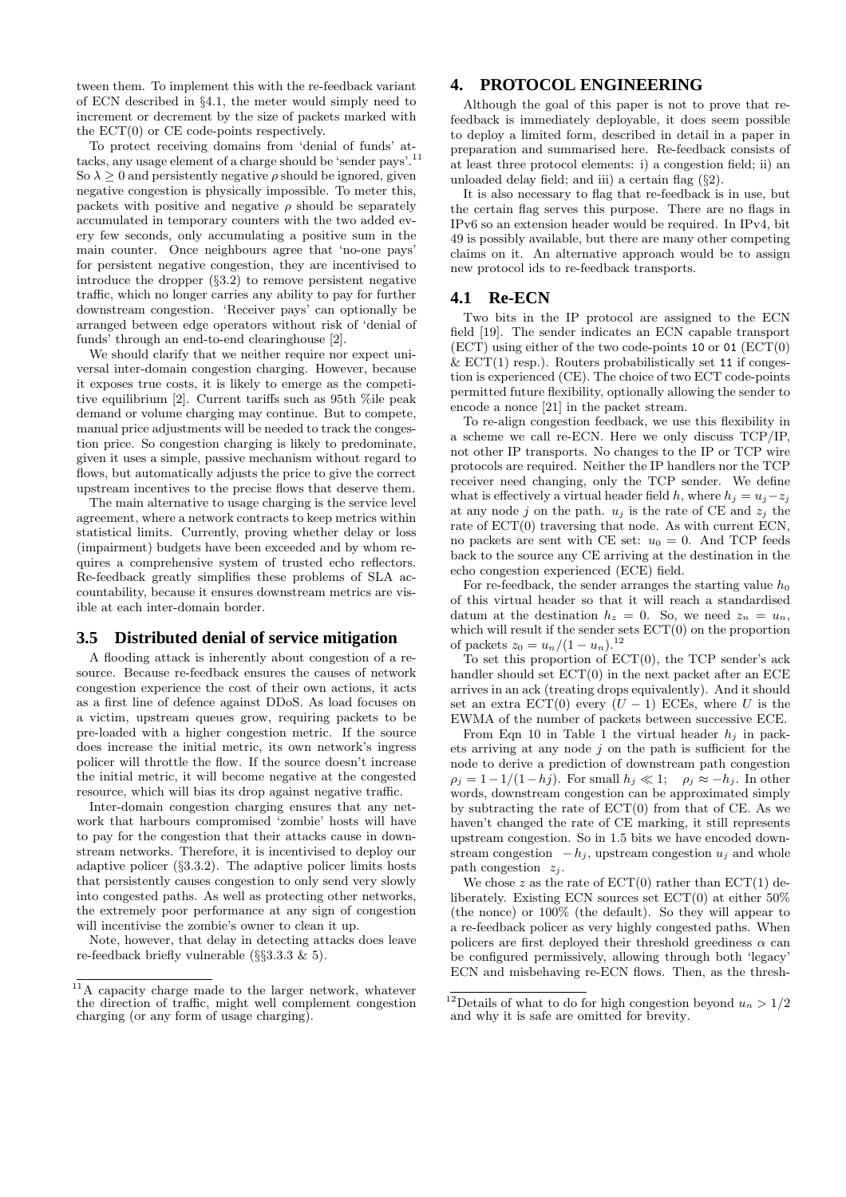tween them. To implement this with the re-feedback variant of ECN described in §4.1, the meter would simply need to increment or decrement by the size of packets marked with the ECT(0) or CE code-points respectively.

To protect receiving domains from 'denial of funds' attacks, any usage element of a charge should be 'sender pays'.[11] So $\lambda \geq 0$ and persistently negative $\rho$ should be ignored, given negative congestion is physically impossible. To meter this, packets with positive and negative $\rho$ should be separately accumulated in temporary counters with the two added every few seconds, only accumulating a positive sum in the main counter. Once neighbours agree that 'no-one pays' for persistent negative congestion, they are incentivised to introduce the dropper (§3.2) to remove persistent negative traffic, which no longer carries any ability to pay for further downstream congestion. 'Receiver pays' can optionally be arranged between edge operators without risk of 'denial of funds' through an end-to-end clearinghouse [2].

We should clarify that we neither require nor expect universal inter-domain congestion charging. However, because it exposes true costs, it is likely to emerge as the competitive equilibrium [2]. Current tariffs such as 95th %ile peak demand or volume charging may continue. But to compete, manual price adjustments will be needed to track the congestion price. So congestion charging is likely to predominate, given it uses a simple, passive mechanism without regard to flows, but automatically adjusts the price to give the correct upstream incentives to the precise flows that deserve them.

The main alternative to usage charging is the service level agreement, where a network contracts to keep metrics within statistical limits. Currently, proving whether delay or loss (impairment) budgets have been exceeded and by whom requires a comprehensive system of trusted echo reflectors. Re-feedback greatly simplifies these problems of SLA accountability, because it ensures downstream metrics are visible at each inter-domain border.

## 3.5 Distributed denial of service mitigation

A flooding attack is inherently about congestion of a resource. Because re-feedback ensures the causes of network congestion experience the cost of their own actions, it acts as a first line of defence against DDoS. As load focuses on a victim, upstream queues grow, requiring packets to be pre-loaded with a higher congestion metric. If the source does increase the initial metric, its own network's ingress policer will throttle the flow. If the source doesn't increase the initial metric, it will become negative at the congested resource, which will bias its drop against negative traffic.

Inter-domain congestion charging ensures that any network that harbours compromised 'zombie' hosts will have to pay for the congestion that their attacks cause in downstream networks. Therefore, it is incentivised to deploy our adaptive policer (§3.3.2). The adaptive policer limits hosts that persistently causes congestion to only send very slowly into congested paths. As well as protecting other networks, the extremely poor performance at any sign of congestion will incentivise the zombie's owner to clean it up.

Note, however, that delay in detecting attacks does leave re-feedback briefly vulnerable (§§3.3.3 & 5).

[11] A capacity charge made to the larger network, whatever the direction of traffic, might well complement congestion charging (or any form of usage charging).

# 4. PROTOCOL ENGINEERING

Although the goal of this paper is not to prove that re-feedback is immediately deployable, it does seem possible to deploy a limited form, described in detail in a paper in preparation and summarised here. Re-feedback consists of at least three protocol elements: i) a congestion field; ii) an unloaded delay field; and iii) a certain flag (§2).

It is also necessary to flag that re-feedback is in use, but the certain flag serves this purpose. There are no flags in IPv6 so an extension header would be required. In IPv4, bit 49 is possibly available, but there are many other competing claims on it. An alternative approach would be to assign new protocol ids to re-feedback transports.

## 4.1 Re-ECN

Two bits in the IP protocol are assigned to the ECN field [19]. The sender indicates an ECN capable transport (ECT) using either of the two code-points `10` or `01` (ECT(0) & ECT(1) resp.). Routers probabilistically set `11` if congestion is experienced (CE). The choice of two ECT code-points permitted future flexibility, optionally allowing the sender to encode a nonce [21] in the packet stream.

To re-align congestion feedback, we use this flexibility in a scheme we call re-ECN. Here we only discuss TCP/IP, not other IP transports. No changes to the IP or TCP wire protocols are required. Neither the IP handlers nor the TCP receiver need changing, only the TCP sender. We define what is effectively a virtual header field $h$, where $h_j = u_j - z_j$ at any node $j$ on the path. $u_j$ is the rate of CE and $z_j$ the rate of ECT(0) traversing that node. As with current ECN, no packets are sent with CE set: $u_0 = 0$. And TCP feeds back to the source any CE arriving at the destination in the echo congestion experienced (ECE) field.

For re-feedback, the sender arranges the starting value $h_0$ of this virtual header so that it will reach a standardised datum at the destination $h_z = 0$. So, we need $z_n = u_n$, which will result if the sender sets ECT(0) on the proportion of packets $z_0 = u_n/(1 - u_n)$.[12]

To set this proportion of ECT(0), the TCP sender's ack handler should set ECT(0) in the next packet after an ECE arrives in an ack (treating drops equivalently). And it should set an extra ECT(0) every $(U - 1)$ ECEs, where $U$ is the EWMA of the number of packets between successive ECE.

From Eqn 10 in Table 1 the virtual header $h_j$ in packets arriving at any node $j$ on the path is sufficient for the node to derive a prediction of downstream path congestion $\rho_j = 1 - 1/(1 - hj)$. For small $h_j \ll 1$; $\quad \rho_j \approx -h_j$. In other words, downstream congestion can be approximated simply by subtracting the rate of ECT(0) from that of CE. As we haven't changed the rate of CE marking, it still represents upstream congestion. So in 1.5 bits we have encoded downstream congestion $-h_j$, upstream congestion $u_j$ and whole path congestion $z_j$.

We chose $z$ as the rate of ECT(0) rather than ECT(1) deliberately. Existing ECN sources set ECT(0) at either 50% (the nonce) or 100% (the default). So they will appear to a re-feedback policer as very highly congested paths. When policers are first deployed their threshold greediness $\alpha$ can be configured permissively, allowing through both 'legacy' ECN and misbehaving re-ECN flows. Then, as the thresh-

[12] Details of what to do for high congestion beyond $u_n > 1/2$ and why it is safe are omitted for brevity.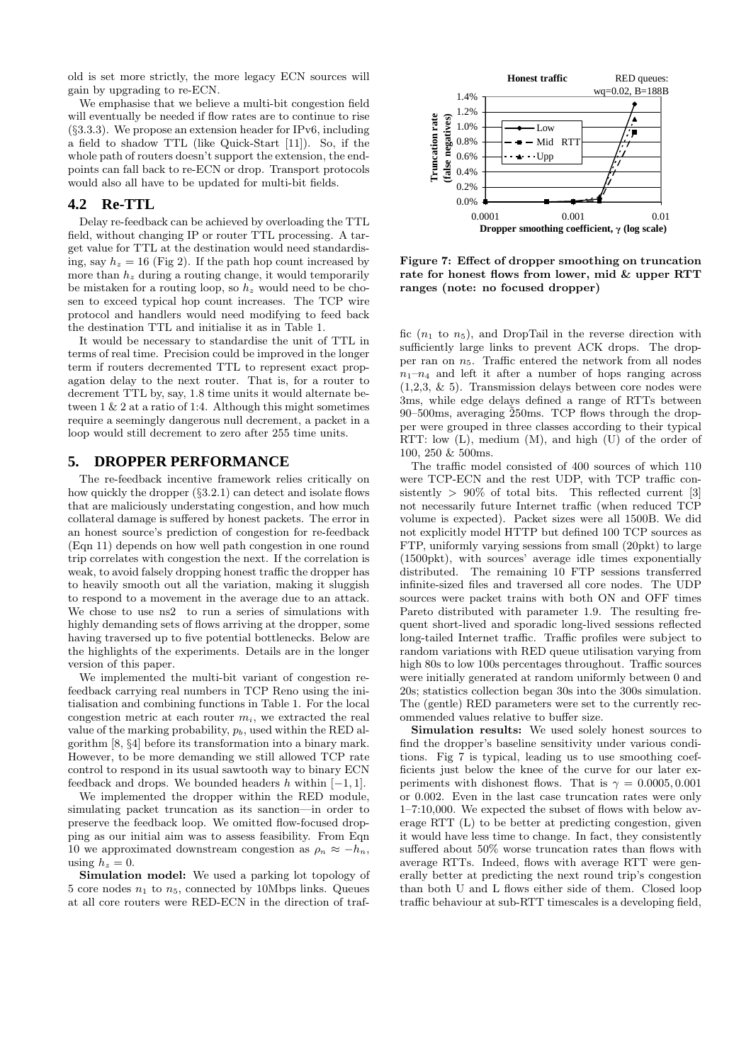old is set more strictly, the more legacy ECN sources will gain by upgrading to re-ECN.

We emphasise that we believe a multi-bit congestion field will eventually be needed if flow rates are to continue to rise (§3.3.3). We propose an extension header for IPv6, including a field to shadow TTL (like Quick-Start [11]). So, if the whole path of routers doesn't support the extension, the endpoints can fall back to re-ECN or drop. Transport protocols would also all have to be updated for multi-bit fields.

## 4.2 Re-TTL

Delay re-feedback can be achieved by overloading the TTL field, without changing IP or router TTL processing. A target value for TTL at the destination would need standardising, say $h_z = 16$ (Fig 2). If the path hop count increased by more than $h_z$ during a routing change, it would temporarily be mistaken for a routing loop, so $h_z$ would need to be chosen to exceed typical hop count increases. The TCP wire protocol and handlers would need modifying to feed back the destination TTL and initialise it as in Table 1.

It would be necessary to standardise the unit of TTL in terms of real time. Precision could be improved in the longer term if routers decremented TTL to represent exact propagation delay to the next router. That is, for a router to decrement TTL by, say, 1.8 time units it would alternate between 1 & 2 at a ratio of 1:4. Although this might sometimes require a seemingly dangerous null decrement, a packet in a loop would still decrement to zero after 255 time units.

# 5. DROPPER PERFORMANCE

The re-feedback incentive framework relies critically on how quickly the dropper (§3.2.1) can detect and isolate flows that are maliciously understating congestion, and how much collateral damage is suffered by honest packets. The error in an honest source's prediction of congestion for re-feedback (Eqn 11) depends on how well path congestion in one round trip correlates with congestion the next. If the correlation is weak, to avoid falsely dropping honest traffic the dropper has to heavily smooth out all the variation, making it sluggish to respond to a movement in the average due to an attack. We chose to use ns2 to run a series of simulations with highly demanding sets of flows arriving at the dropper, some having traversed up to five potential bottlenecks. Below are the highlights of the experiments. Details are in the longer version of this paper.

We implemented the multi-bit variant of congestion re-feedback carrying real numbers in TCP Reno using the initialisation and combining functions in Table 1. For the local congestion metric at each router $m_i$, we extracted the real value of the marking probability, $p_b$, used within the RED algorithm [8, §4] before its transformation into a binary mark. However, to be more demanding we still allowed TCP rate control to respond in its usual sawtooth way to binary ECN feedback and drops. We bounded headers $h$ within $[-1, 1]$.

We implemented the dropper within the RED module, simulating packet truncation as its sanction—in order to preserve the feedback loop. We omitted flow-focused dropping as our initial aim was to assess feasibility. From Eqn 10 we approximated downstream congestion as $\rho_n \approx -h_n$, using $h_z = 0$.

**Simulation model:** We used a parking lot topology of 5 core nodes $n_1$ to $n_5$, connected by 10Mbps links. Queues at all core routers were RED-ECN in the direction of traffic ($n_1$ to $n_5$), and DropTail in the reverse direction with sufficiently large links to prevent ACK drops. The dropper ran on $n_5$. Traffic entered the network from all nodes $n_1$–$n_4$ and left it after a number of hops ranging across (1,2,3, & 5). Transmission delays between core nodes were 3ms, while edge delays defined a range of RTTs between 90–500ms, averaging ~250ms. TCP flows through the dropper were grouped in three classes according to their typical RTT: low (L), medium (M), and high (U) of the order of 100, 250 & 500ms.

The traffic model consisted of 400 sources of which 110 were TCP-ECN and the rest UDP, with TCP traffic consistently > 90% of total bits. This reflected current [3] not necessarily future Internet traffic (when reduced TCP volume is expected). Packet sizes were all 1500B. We did not explicitly model HTTP but defined 100 TCP sources as FTP, uniformly varying sessions from small (20pkt) to large (1500pkt), with sources' average idle times exponentially distributed. The remaining 10 FTP sessions transferred infinite-sized files and traversed all core nodes. The UDP sources were packet trains with both ON and OFF times Pareto distributed with parameter 1.9. The resulting frequent short-lived and sporadic long-lived sessions reflected long-tailed Internet traffic. Traffic profiles were subject to random variations with RED queue utilisation varying from high 80s to low 100s percentages throughout. Traffic sources were initially generated at random uniformly between 0 and 20s; statistics collection began 30s into the 300s simulation. The (gentle) RED parameters were set to the currently recommended values relative to buffer size.

**Figure 7: Effect of dropper smoothing on truncation rate for honest flows from lower, mid & upper RTT ranges (note: no focused dropper)**

**Simulation results:** We used solely honest sources to find the dropper's baseline sensitivity under various conditions. Fig 7 is typical, leading us to use smoothing coefficients just below the knee of the curve for our later experiments with dishonest flows. That is $\gamma = 0.0005, 0.001$ or 0.002. Even in the last case truncation rates were only 1–7:10,000. We expected the subset of flows with below average RTT (L) to be better at predicting congestion, given it would have less time to change. In fact, they consistently suffered about 50% worse truncation rates than flows with average RTTs. Indeed, flows with average RTT were generally better at predicting the next round trip's congestion than both U and L flows either side of them. Closed loop traffic behaviour at sub-RTT timescales is a developing field,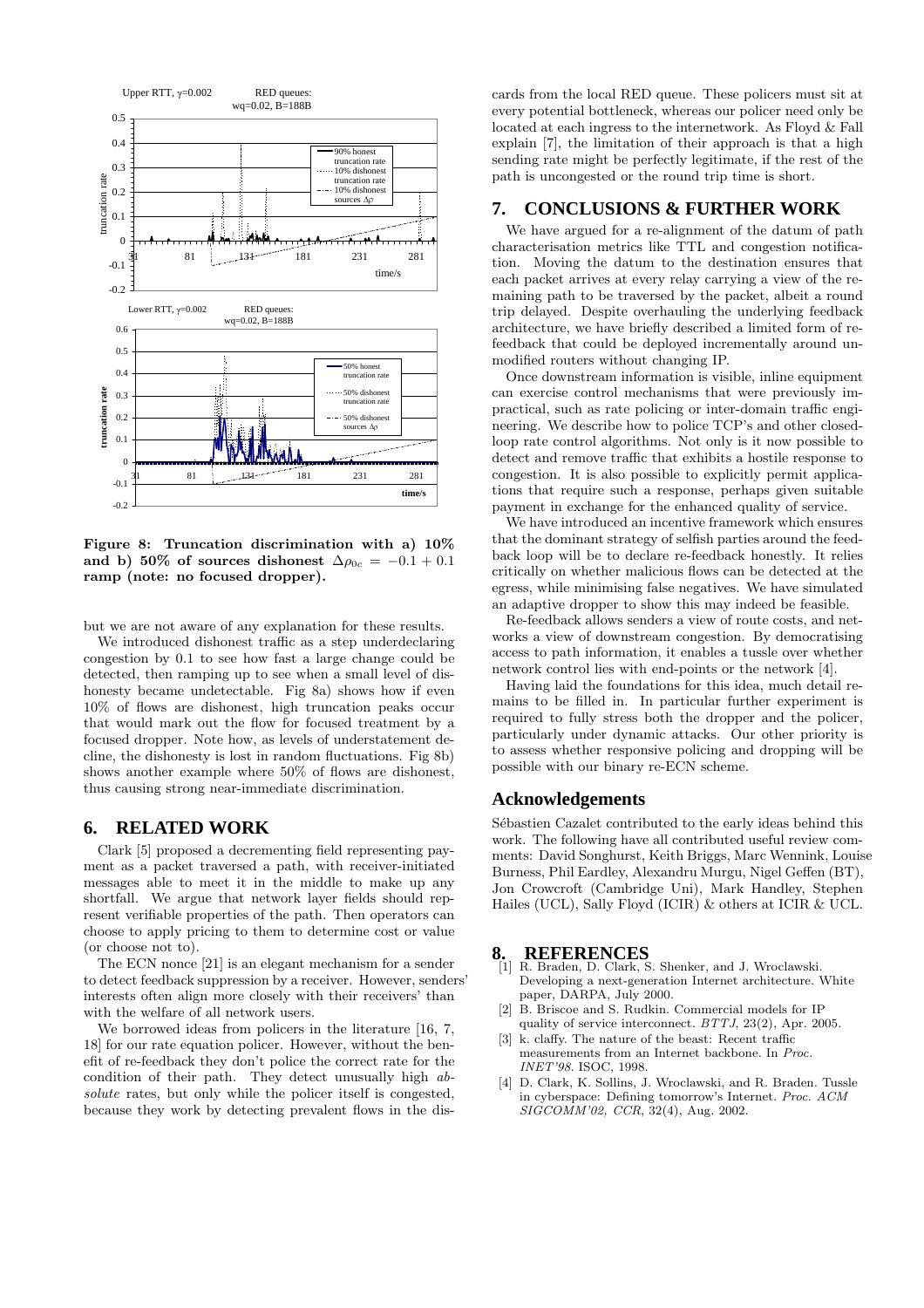Figure 8: Truncation discrimination with a) 10% and b) 50% of sources dishonest $\Delta\rho_{0c} = -0.1 + 0.1$ ramp (note: no focused dropper).

but we are not aware of any explanation for these results.

We introduced dishonest traffic as a step underdeclaring congestion by 0.1 to see how fast a large change could be detected, then ramping up to see when a small level of dishonesty became undetectable. Fig 8a) shows how if even 10% of flows are dishonest, high truncation peaks occur that would mark out the flow for focused treatment by a focused dropper. Note how, as levels of understatement decline, the dishonesty is lost in random fluctuations. Fig 8b) shows another example where 50% of flows are dishonest, thus causing strong near-immediate discrimination.

## 6. RELATED WORK

Clark [5] proposed a decrementing field representing payment as a packet traversed a path, with receiver-initiated messages able to meet it in the middle to make up any shortfall. We argue that network layer fields should represent verifiable properties of the path. Then operators can choose to apply pricing to them to determine cost or value (or choose not to).

The ECN nonce [21] is an elegant mechanism for a sender to detect feedback suppression by a receiver. However, senders' interests often align more closely with their receivers' than with the welfare of all network users.

We borrowed ideas from policers in the literature [16, 7, 18] for our rate equation policer. However, without the benefit of re-feedback they don't police the correct rate for the condition of their path. They detect unusually high *absolute* rates, but only while the policer itself is congested, because they work by detecting prevalent flows in the discards from the local RED queue. These policers must sit at every potential bottleneck, whereas our policer need only be located at each ingress to the internetwork. As Floyd & Fall explain [7], the limitation of their approach is that a high sending rate might be perfectly legitimate, if the rest of the path is uncongested or the round trip time is short.

## 7. CONCLUSIONS & FURTHER WORK

We have argued for a re-alignment of the datum of path characterisation metrics like TTL and congestion notification. Moving the datum to the destination ensures that each packet arrives at every relay carrying a view of the remaining path to be traversed by the packet, albeit a round trip delayed. Despite overhauling the underlying feedback architecture, we have briefly described a limited form of re-feedback that could be deployed incrementally around unmodified routers without changing IP.

Once downstream information is visible, inline equipment can exercise control mechanisms that were previously impractical, such as rate policing or inter-domain traffic engineering. We describe how to police TCP's and other closed-loop rate control algorithms. Not only is it now possible to detect and remove traffic that exhibits a hostile response to congestion. It is also possible to explicitly permit applications that require such a response, perhaps given suitable payment in exchange for the enhanced quality of service.

We have introduced an incentive framework which ensures that the dominant strategy of selfish parties around the feedback loop will be to declare re-feedback honestly. It relies critically on whether malicious flows can be detected at the egress, while minimising false negatives. We have simulated an adaptive dropper to show this may indeed be feasible.

Re-feedback allows senders a view of route costs, and networks a view of downstream congestion. By democratising access to path information, it enables a tussle over whether network control lies with end-points or the network [4].

Having laid the foundations for this idea, much detail remains to be filled in. In particular further experiment is required to fully stress both the dropper and the policer, particularly under dynamic attacks. Our other priority is to assess whether responsive policing and dropping will be possible with our binary re-ECN scheme.

## Acknowledgements

Sébastien Cazalet contributed to the early ideas behind this work. The following have all contributed useful review comments: David Songhurst, Keith Briggs, Marc Wennink, Louise Burness, Phil Eardley, Alexandru Murgu, Nigel Geffen (BT), Jon Crowcroft (Cambridge Uni), Mark Handley, Stephen Hailes (UCL), Sally Floyd (ICIR) & others at ICIR & UCL.

## 8. REFERENCES

[1] R. Braden, D. Clark, S. Shenker, and J. Wroclawski. Developing a next-generation Internet architecture. White paper, DARPA, July 2000.

[2] B. Briscoe and S. Rudkin. Commercial models for IP quality of service interconnect. *BTTJ*, 23(2), Apr. 2005.

[3] k. claffy. The nature of the beast: Recent traffic measurements from an Internet backbone. In *Proc. INET'98*. ISOC, 1998.

[4] D. Clark, K. Sollins, J. Wroclawski, and R. Braden. Tussle in cyberspace: Defining tomorrow's Internet. *Proc. ACM SIGCOMM'02, CCR*, 32(4), Aug. 2002.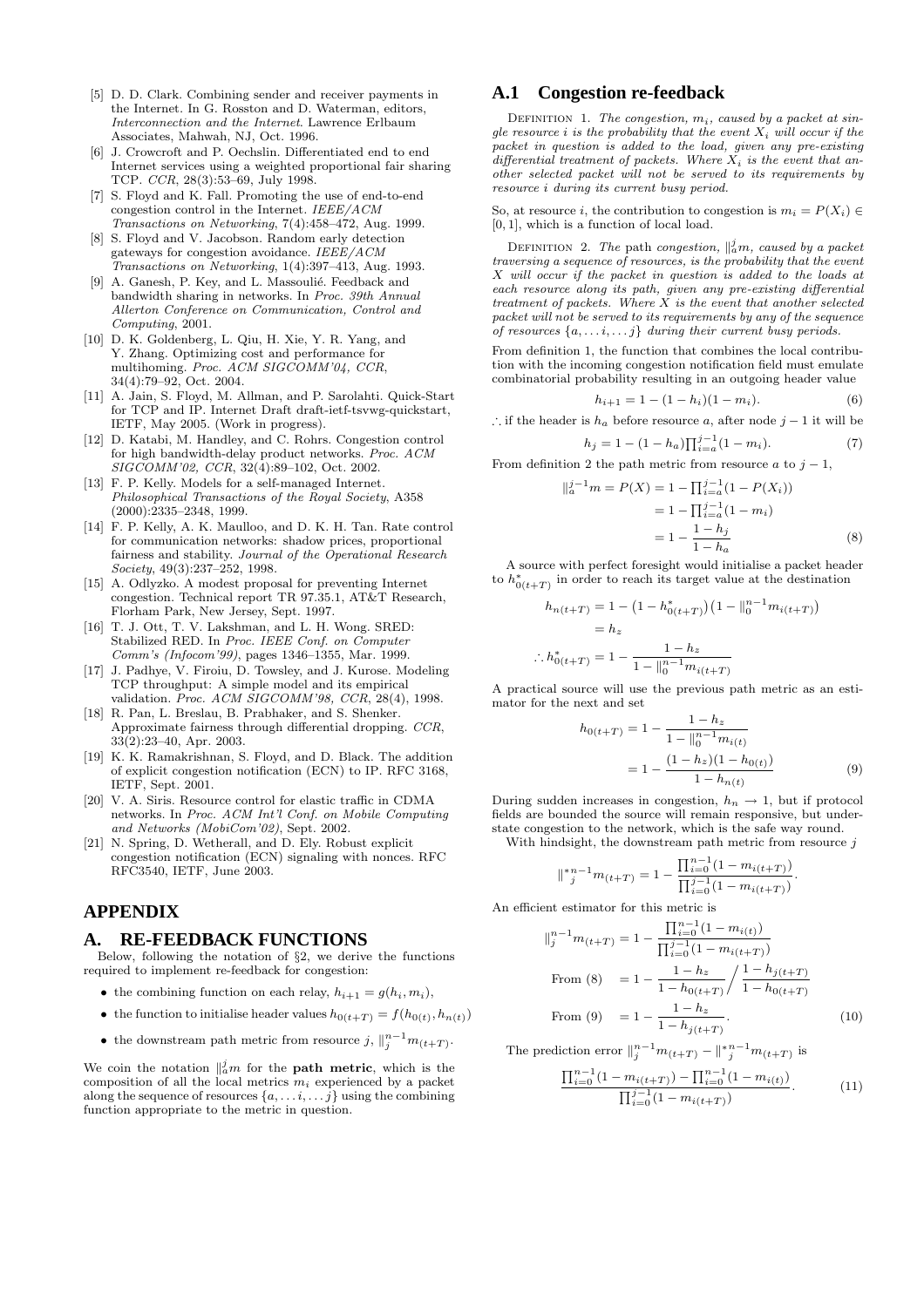[5] D. D. Clark. Combining sender and receiver payments in the Internet. In G. Rosston and D. Waterman, editors, *Interconnection and the Internet*. Lawrence Erlbaum Associates, Mahwah, NJ, Oct. 1996.

[6] J. Crowcroft and P. Oechslin. Differentiated end to end Internet services using a weighted proportional fair sharing TCP. *CCR*, 28(3):53–69, July 1998.

[7] S. Floyd and K. Fall. Promoting the use of end-to-end congestion control in the Internet. *IEEE/ACM Transactions on Networking*, 7(4):458–472, Aug. 1999.

[8] S. Floyd and V. Jacobson. Random early detection gateways for congestion avoidance. *IEEE/ACM Transactions on Networking*, 1(4):397–413, Aug. 1993.

[9] A. Ganesh, P. Key, and L. Massoulié. Feedback and bandwidth sharing in networks. In *Proc. 39th Annual Allerton Conference on Communication, Control and Computing*, 2001.

[10] D. K. Goldenberg, L. Qiu, H. Xie, Y. R. Yang, and Y. Zhang. Optimizing cost and performance for multihoming. *Proc. ACM SIGCOMM'04, CCR*, 34(4):79–92, Oct. 2004.

[11] A. Jain, S. Floyd, M. Allman, and P. Sarolahti. Quick-Start for TCP and IP. Internet Draft draft-ietf-tsvwg-quickstart, IETF, May 2005. (Work in progress).

[12] D. Katabi, M. Handley, and C. Rohrs. Congestion control for high bandwidth-delay product networks. *Proc. ACM SIGCOMM'02, CCR*, 32(4):89–102, Oct. 2002.

[13] F. P. Kelly. Models for a self-managed Internet. *Philosophical Transactions of the Royal Society*, A358 (2000):2335–2348, 1999.

[14] F. P. Kelly, A. K. Maulloo, and D. K. H. Tan. Rate control for communication networks: shadow prices, proportional fairness and stability. *Journal of the Operational Research Society*, 49(3):237–252, 1998.

[15] A. Odlyzko. A modest proposal for preventing Internet congestion. Technical report TR 97.35.1, AT&T Research, Florham Park, New Jersey, Sept. 1997.

[16] T. J. Ott, T. V. Lakshman, and L. H. Wong. SRED: Stabilized RED. In *Proc. IEEE Conf. on Computer Comm's (Infocom'99)*, pages 1346–1355, Mar. 1999.

[17] J. Padhye, V. Firoiu, D. Towsley, and J. Kurose. Modeling TCP throughput: A simple model and its empirical validation. *Proc. ACM SIGCOMM'98, CCR*, 28(4), 1998.

[18] R. Pan, L. Breslau, B. Prabhaker, and S. Shenker. Approximate fairness through differential dropping. *CCR*, 33(2):23–40, Apr. 2003.

[19] K. K. Ramakrishnan, S. Floyd, and D. Black. The addition of explicit congestion notification (ECN) to IP. RFC 3168, IETF, Sept. 2001.

[20] V. A. Siris. Resource control for elastic traffic in CDMA networks. In *Proc. ACM Int'l Conf. on Mobile Computing and Networks (MobiCom'02)*, Sept. 2002.

[21] N. Spring, D. Wetherall, and D. Ely. Robust explicit congestion notification (ECN) signaling with nonces. RFC RFC3540, IETF, June 2003.

## APPENDIX

## A. RE-FEEDBACK FUNCTIONS

Below, following the notation of §2, we derive the functions required to implement re-feedback for congestion:

- the combining function on each relay, $h_{i+1} = g(h_i, m_i)$,
- the function to initialise header values $h_{0(t+T)} = f(h_{0(t)}, h_{n(t)})$
- the downstream path metric from resource $j$, $\|_j^{n-1} m_{(t+T)}$.

We coin the notation $\|_a^j m$ for the **path metric**, which is the composition of all the local metrics $m_i$ experienced by a packet along the sequence of resources $\{a, \dots i, \dots j\}$ using the combining function appropriate to the metric in question.

### A.1 Congestion re-feedback

Definition 1. *The congestion, $m_i$, caused by a packet at single resource $i$ is the probability that the event $X_i$ will occur if the packet in question is added to the load, given any pre-existing differential treatment of packets. Where $X_i$ is the event that another selected packet will not be served to its requirements by resource $i$ during its current busy period.*

So, at resource $i$, the contribution to congestion is $m_i = P(X_i) \in [0, 1]$, which is a function of local load.

Definition 2. *The path congestion, $\|_a^j m$, caused by a packet traversing a sequence of resources, is the probability that the event $X$ will occur if the packet in question is added to the loads at each resource along its path, given any pre-existing differential treatment of packets. Where $X$ is the event that another selected packet will not be served to its requirements by any of the sequence of resources $\{a, \dots i, \dots j\}$ during their current busy periods.*

From definition 1, the function that combines the local contribution with the incoming congestion notification field must emulate combinatorial probability resulting in an outgoing header value

$$h_{i+1} = 1 - (1 - h_i)(1 - m_i). \tag{6}$$

$\therefore$ if the header is $h_a$ before resource $a$, after node $j-1$ it will be

$$h_j = 1 - (1 - h_a)\textstyle\prod_{i=a}^{j-1}(1 - m_i). \tag{7}$$

From definition 2 the path metric from resource $a$ to $j-1$,

$$\begin{aligned}
\|_a^{j-1} m = P(X) &= 1 - \textstyle\prod_{i=a}^{j-1}(1 - P(X_i)) \\
&= 1 - \textstyle\prod_{i=a}^{j-1}(1 - m_i) \\
&= 1 - \frac{1 - h_j}{1 - h_a}
\end{aligned} \tag{8}$$

A source with perfect foresight would initialise a packet header to $h^*_{0(t+T)}$ in order to reach its target value at the destination

$$\begin{aligned}
h_{n(t+T)} &= 1 - \left(1 - h^*_{0(t+T)}\right)\left(1 - \|_0^{n-1} m_{i(t+T)}\right) \\
&= h_z \\
\therefore h^*_{0(t+T)} &= 1 - \frac{1 - h_z}{1 - \|_0^{n-1} m_{i(t+T)}}
\end{aligned}$$

A practical source will use the previous path metric as an estimator for the next and set

$$\begin{aligned}
h_{0(t+T)} &= 1 - \frac{1 - h_z}{1 - \|_0^{n-1} m_{i(t)}} \\
&= 1 - \frac{(1 - h_z)(1 - h_{0(t)})}{1 - h_{n(t)}}
\end{aligned} \tag{9}$$

During sudden increases in congestion, $h_n \to 1$, but if protocol fields are bounded the source will remain responsive, but understate congestion to the network, which is the safe way round.

With hindsight, the downstream path metric from resource $j$

$$\|{}^{*}{}_j^{n-1} m_{(t+T)} = 1 - \frac{\prod_{i=0}^{n-1}(1 - m_{i(t+T)})}{\prod_{i=0}^{j-1}(1 - m_{i(t+T)})}.$$

An efficient estimator for this metric is

$$\begin{aligned}
\|_j^{n-1} m_{(t+T)} &= 1 - \frac{\prod_{i=0}^{n-1}(1 - m_{i(t)})}{\prod_{i=0}^{j-1}(1 - m_{i(t+T)})} \\
\text{From (8)} \quad &= 1 - \frac{1 - h_z}{1 - h_{0(t+T)}} \Bigg/ \frac{1 - h_{j(t+T)}}{1 - h_{0(t+T)}} \\
\text{From (9)} \quad &= 1 - \frac{1 - h_z}{1 - h_{j(t+T)}}.
\end{aligned} \tag{10}$$

The prediction error $\|_j^{n-1} m_{(t+T)} - \|{}^{*}{}_j^{n-1} m_{(t+T)}$ is

$$\frac{\prod_{i=0}^{n-1}(1 - m_{i(t+T)}) - \prod_{i=0}^{n-1}(1 - m_{i(t)})}{\prod_{i=0}^{j-1}(1 - m_{i(t+T)})}. \tag{11}$$